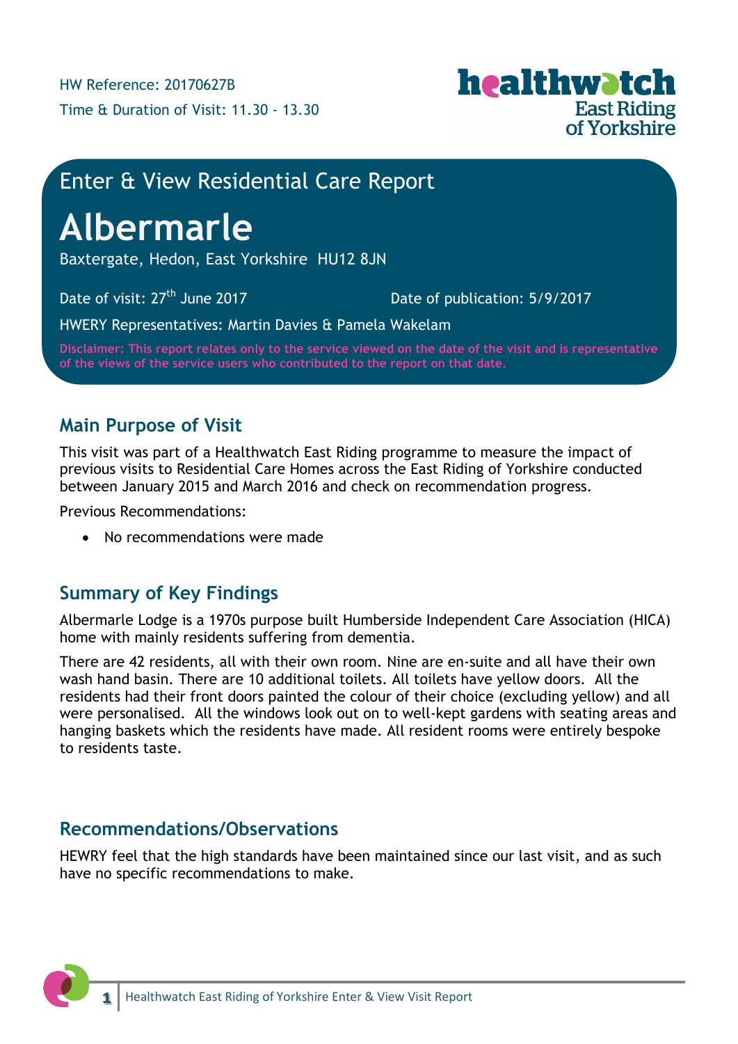HW Reference: 20170627B

Time & Duration of Visit: 11.30 - 13.30

healthwatch East Riding of Yorkshire

## Enter & View Residential Care Report

# Albermarle

Baxtergate, Hedon, East Yorkshire HU12 8JN

Date of visit: 27th June 2017

Date of publication: 5/9/2017

HWERY Representatives: Martin Davies & Pamela Wakelam

**Disclaimer: This report relates only to the service viewed on the date of the visit and is representative of the views of the service users who contributed to the report on that date.**

## Main Purpose of Visit

This visit was part of a Healthwatch East Riding programme to measure the impact of previous visits to Residential Care Homes across the East Riding of Yorkshire conducted between January 2015 and March 2016 and check on recommendation progress.

Previous Recommendations:

- No recommendations were made

## Summary of Key Findings

Albermarle Lodge is a 1970s purpose built Humberside Independent Care Association (HICA) home with mainly residents suffering from dementia.

There are 42 residents, all with their own room. Nine are en-suite and all have their own wash hand basin. There are 10 additional toilets. All toilets have yellow doors. All the residents had their front doors painted the colour of their choice (excluding yellow) and all were personalised. All the windows look out on to well-kept gardens with seating areas and hanging baskets which the residents have made. All resident rooms were entirely bespoke to residents taste.

## Recommendations/Observations

HEWRY feel that the high standards have been maintained since our last visit, and as such have no specific recommendations to make.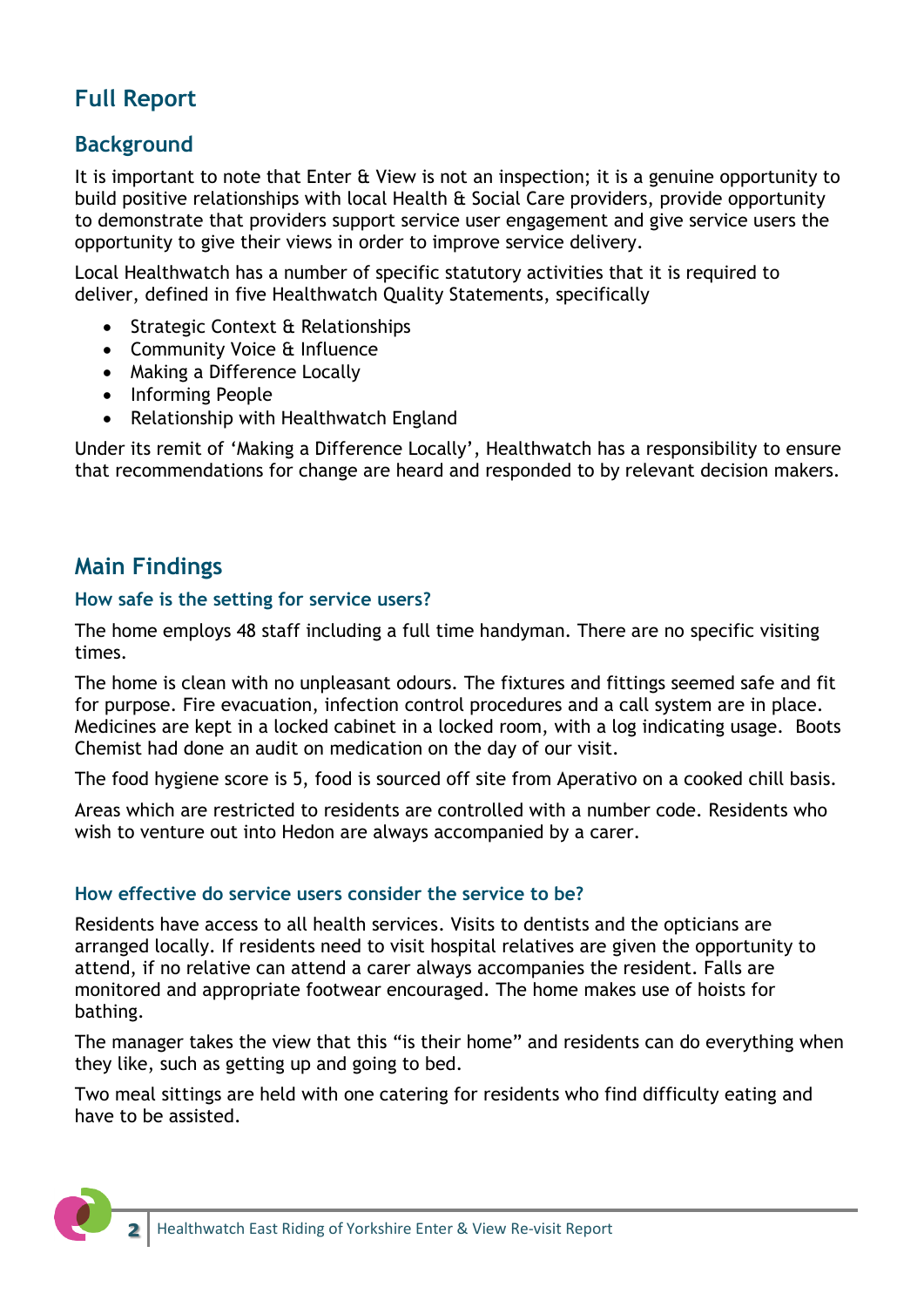# Full Report

## Background

It is important to note that Enter & View is not an inspection; it is a genuine opportunity to build positive relationships with local Health & Social Care providers, provide opportunity to demonstrate that providers support service user engagement and give service users the opportunity to give their views in order to improve service delivery.

Local Healthwatch has a number of specific statutory activities that it is required to deliver, defined in five Healthwatch Quality Statements, specifically

- Strategic Context & Relationships
- Community Voice & Influence
- Making a Difference Locally
- Informing People
- Relationship with Healthwatch England

Under its remit of 'Making a Difference Locally', Healthwatch has a responsibility to ensure that recommendations for change are heard and responded to by relevant decision makers.

## Main Findings

### How safe is the setting for service users?

The home employs 48 staff including a full time handyman. There are no specific visiting times.

The home is clean with no unpleasant odours. The fixtures and fittings seemed safe and fit for purpose. Fire evacuation, infection control procedures and a call system are in place. Medicines are kept in a locked cabinet in a locked room, with a log indicating usage. Boots Chemist had done an audit on medication on the day of our visit.

The food hygiene score is 5, food is sourced off site from Aperativo on a cooked chill basis.

Areas which are restricted to residents are controlled with a number code. Residents who wish to venture out into Hedon are always accompanied by a carer.

### How effective do service users consider the service to be?

Residents have access to all health services. Visits to dentists and the opticians are arranged locally. If residents need to visit hospital relatives are given the opportunity to attend, if no relative can attend a carer always accompanies the resident. Falls are monitored and appropriate footwear encouraged. The home makes use of hoists for bathing.

The manager takes the view that this "is their home" and residents can do everything when they like, such as getting up and going to bed.

Two meal sittings are held with one catering for residents who find difficulty eating and have to be assisted.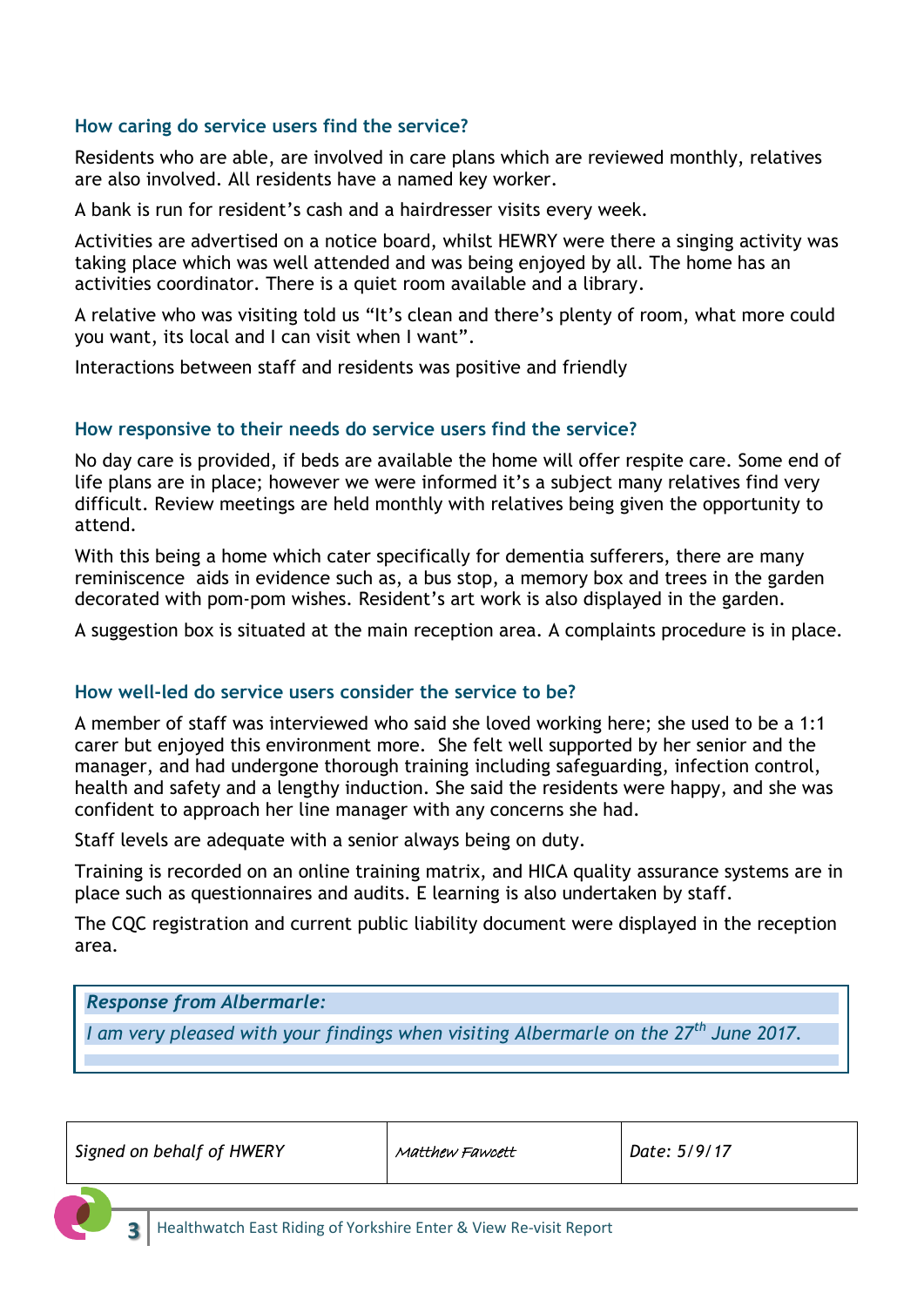### How caring do service users find the service?

Residents who are able, are involved in care plans which are reviewed monthly, relatives are also involved. All residents have a named key worker.

A bank is run for resident's cash and a hairdresser visits every week.

Activities are advertised on a notice board, whilst HEWRY were there a singing activity was taking place which was well attended and was being enjoyed by all. The home has an activities coordinator. There is a quiet room available and a library.

A relative who was visiting told us "It's clean and there's plenty of room, what more could you want, its local and I can visit when I want".

Interactions between staff and residents was positive and friendly

### How responsive to their needs do service users find the service?

No day care is provided, if beds are available the home will offer respite care. Some end of life plans are in place; however we were informed it's a subject many relatives find very difficult. Review meetings are held monthly with relatives being given the opportunity to attend.

With this being a home which cater specifically for dementia sufferers, there are many reminiscence aids in evidence such as, a bus stop, a memory box and trees in the garden decorated with pom-pom wishes. Resident's art work is also displayed in the garden.

A suggestion box is situated at the main reception area. A complaints procedure is in place.

### How well-led do service users consider the service to be?

A member of staff was interviewed who said she loved working here; she used to be a 1:1 carer but enjoyed this environment more. She felt well supported by her senior and the manager, and had undergone thorough training including safeguarding, infection control, health and safety and a lengthy induction. She said the residents were happy, and she was confident to approach her line manager with any concerns she had.

Staff levels are adequate with a senior always being on duty.

Training is recorded on an online training matrix, and HICA quality assurance systems are in place such as questionnaires and audits. E learning is also undertaken by staff.

The CQC registration and current public liability document were displayed in the reception area.

***Response from Albermarle:***

*I am very pleased with your findings when visiting Albermarle on the 27th June 2017.*

| *Signed on behalf of HWERY* | *Matthew Fawcett* | *Date: 5/9/17* |
|---|---|---|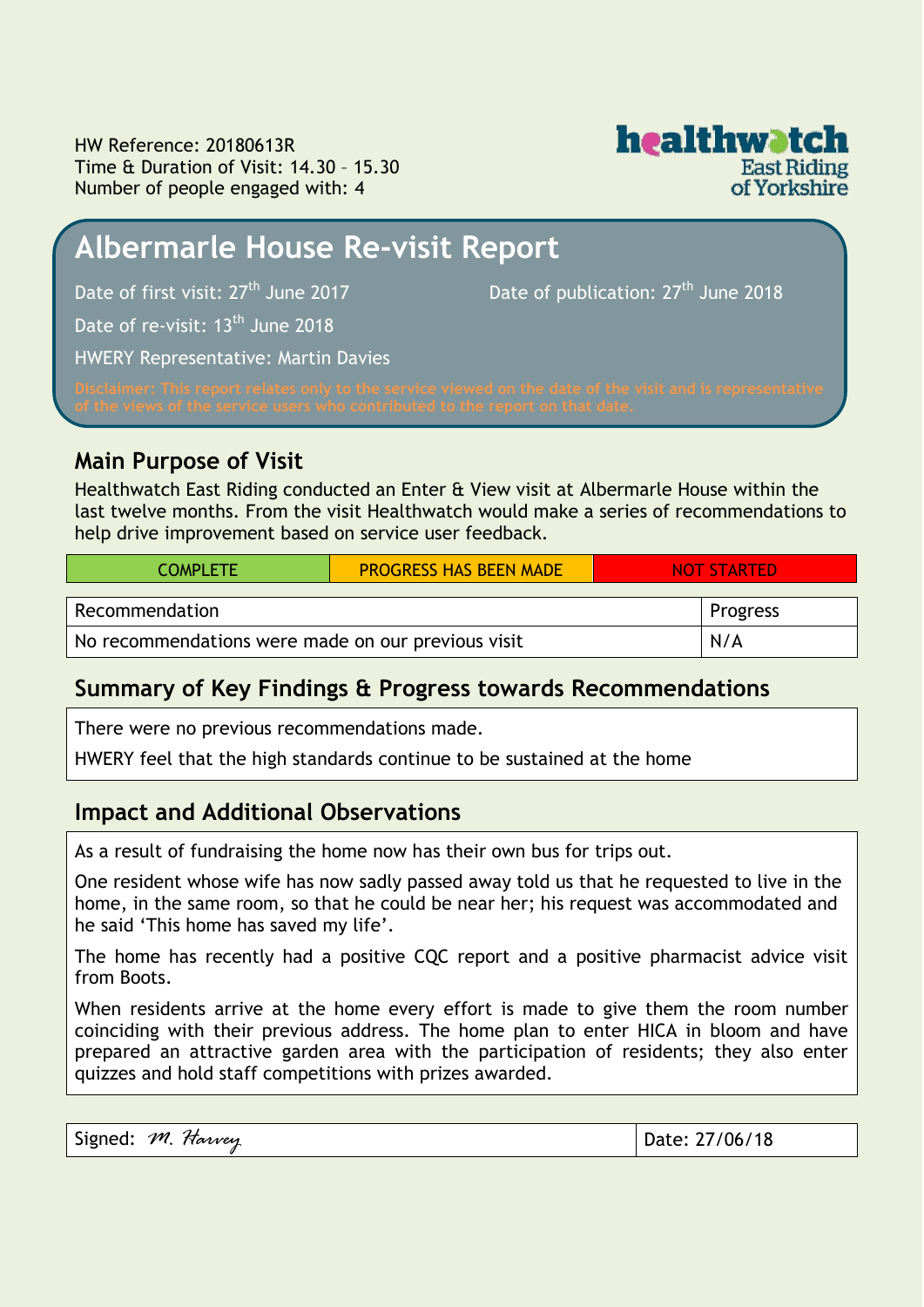HW Reference: 20180613R
Time & Duration of Visit: 14.30 – 15.30
Number of people engaged with: 4

healthwatch East Riding of Yorkshire

# Albermarle House Re-visit Report

Date of first visit: 27th June 2017

Date of publication: 27th June 2018

Date of re-visit: 13th June 2018

HWERY Representative: Martin Davies

Disclaimer: This report relates only to the service viewed on the date of the visit and is representative of the views of the service users who contributed to the report on that date.

## Main Purpose of Visit

Healthwatch East Riding conducted an Enter & View visit at Albermarle House within the last twelve months. From the visit Healthwatch would make a series of recommendations to help drive improvement based on service user feedback.

| | | |
|---|---|---|
| COMPLETE | PROGRESS HAS BEEN MADE | NOT STARTED |

| Recommendation | Progress |
|---|---|
| No recommendations were made on our previous visit | N/A |

## Summary of Key Findings & Progress towards Recommendations

There were no previous recommendations made.

HWERY feel that the high standards continue to be sustained at the home

## Impact and Additional Observations

As a result of fundraising the home now has their own bus for trips out.

One resident whose wife has now sadly passed away told us that he requested to live in the home, in the same room, so that he could be near her; his request was accommodated and he said 'This home has saved my life'.

The home has recently had a positive CQC report and a positive pharmacist advice visit from Boots.

When residents arrive at the home every effort is made to give them the room number coinciding with their previous address. The home plan to enter HICA in bloom and have prepared an attractive garden area with the participation of residents; they also enter quizzes and hold staff competitions with prizes awarded.

| | |
|---|---|
| Signed: *M. Harvey* | Date: 27/06/18 |